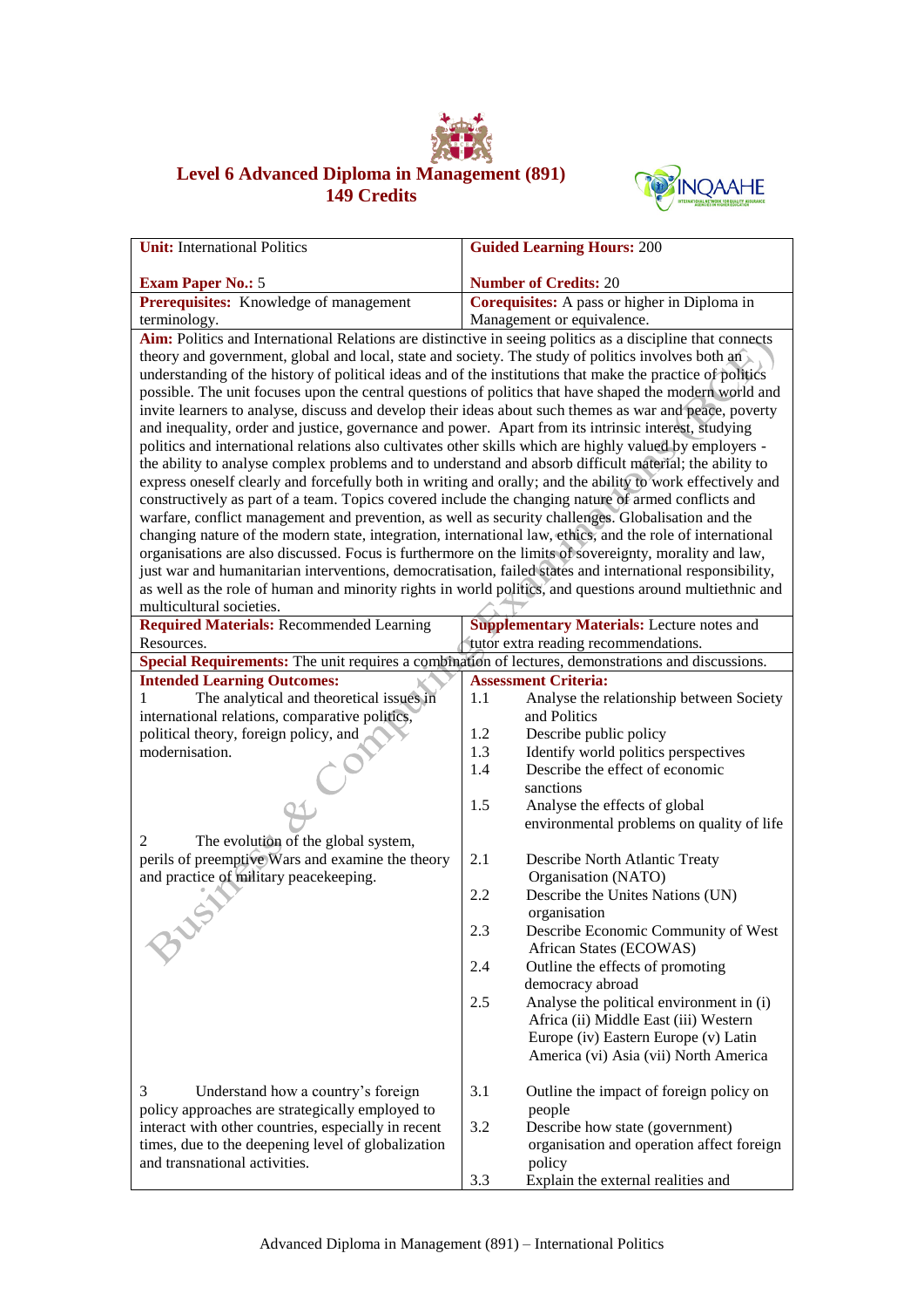# Level 6 Advanced Diploma in Management (891)
## 149 Credits

| **Unit:** International Politics<br><br>**Exam Paper No.:** 5 | **Guided Learning Hours:** 200<br><br>**Number of Credits:** 20 |
|---|---|
| **Prerequisites:** Knowledge of management terminology. | **Corequisites:** A pass or higher in Diploma in Management or equivalence. |
| **Aim:** Politics and International Relations are distinctive in seeing politics as a discipline that connects theory and government, global and local, state and society. The study of politics involves both an understanding of the history of political ideas and of the institutions that make the practice of politics possible. The unit focuses upon the central questions of politics that have shaped the modern world and invite learners to analyse, discuss and develop their ideas about such themes as war and peace, poverty and inequality, order and justice, governance and power. Apart from its intrinsic interest, studying politics and international relations also cultivates other skills which are highly valued by employers - the ability to analyse complex problems and to understand and absorb difficult material; the ability to express oneself clearly and forcefully both in writing and orally; and the ability to work effectively and constructively as part of a team. Topics covered include the changing nature of armed conflicts and warfare, conflict management and prevention, as well as security challenges. Globalisation and the changing nature of the modern state, integration, international law, ethics, and the role of international organisations are also discussed. Focus is furthermore on the limits of sovereignty, morality and law, just war and humanitarian interventions, democratisation, failed states and international responsibility, as well as the role of human and minority rights in world politics, and questions around multiethnic and multicultural societies. | |
| **Required Materials:** Recommended Learning Resources. | **Supplementary Materials:** Lecture notes and tutor extra reading recommendations. |
| **Special Requirements:** The unit requires a combination of lectures, demonstrations and discussions. | |
| **Intended Learning Outcomes:** | **Assessment Criteria:** |
| 1 The analytical and theoretical issues in international relations, comparative politics, political theory, foreign policy, and modernisation. | 1.1 Analyse the relationship between Society and Politics<br>1.2 Describe public policy<br>1.3 Identify world politics perspectives<br>1.4 Describe the effect of economic sanctions<br>1.5 Analyse the effects of global environmental problems on quality of life |
| 2 The evolution of the global system, perils of preemptive Wars and examine the theory and practice of military peacekeeping. | 2.1 Describe North Atlantic Treaty Organisation (NATO)<br>2.2 Describe the Unites Nations (UN) organisation<br>2.3 Describe Economic Community of West African States (ECOWAS)<br>2.4 Outline the effects of promoting democracy abroad<br>2.5 Analyse the political environment in (i) Africa (ii) Middle East (iii) Western Europe (iv) Eastern Europe (v) Latin America (vi) Asia (vii) North America |
| 3 Understand how a country's foreign policy approaches are strategically employed to interact with other countries, especially in recent times, due to the deepening level of globalization and transnational activities. | 3.1 Outline the impact of foreign policy on people<br>3.2 Describe how state (government) organisation and operation affect foreign policy<br>3.3 Explain the external realities and |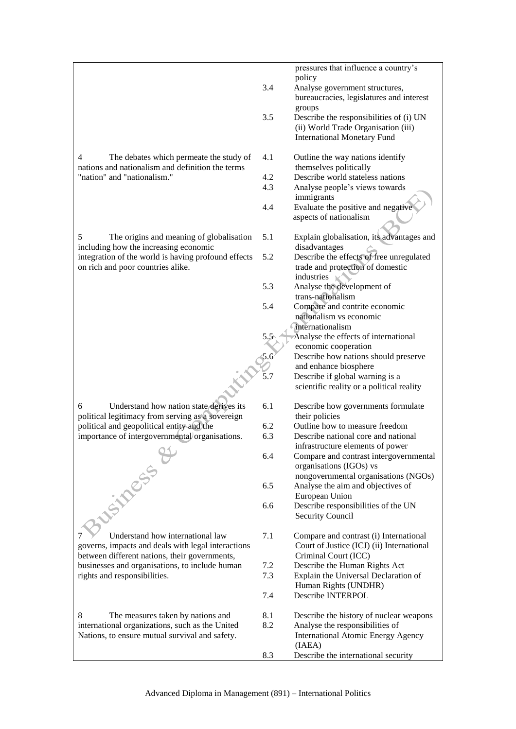| | |
|---|---|
| | pressures that influence a country's policy<br>3.4 Analyse government structures, bureaucracies, legislatures and interest groups<br>3.5 Describe the responsibilities of (i) UN (ii) World Trade Organisation (iii) International Monetary Fund |
| 4 The debates which permeate the study of nations and nationalism and definition the terms "nation" and "nationalism." | 4.1 Outline the way nations identify themselves politically<br>4.2 Describe world stateless nations<br>4.3 Analyse people's views towards immigrants<br>4.4 Evaluate the positive and negative aspects of nationalism |
| 5 The origins and meaning of globalisation including how the increasing economic integration of the world is having profound effects on rich and poor countries alike. | 5.1 Explain globalisation, its advantages and disadvantages<br>5.2 Describe the effects of free unregulated trade and protection of domestic industries<br>5.3 Analyse the development of trans-nationalism<br>5.4 Compare and contrite economic nationalism vs economic internationalism<br>5.5 Analyse the effects of international economic cooperation<br>5.6 Describe how nations should preserve and enhance biosphere<br>5.7 Describe if global warning is a scientific reality or a political reality |
| 6 Understand how nation state derives its political legitimacy from serving as a sovereign political and geopolitical entity and the importance of intergovernmental organisations. | 6.1 Describe how governments formulate their policies<br>6.2 Outline how to measure freedom<br>6.3 Describe national core and national infrastructure elements of power<br>6.4 Compare and contrast intergovernmental organisations (IGOs) vs nongovernmental organisations (NGOs)<br>6.5 Analyse the aim and objectives of European Union<br>6.6 Describe responsibilities of the UN Security Council |
| 7 Understand how international law governs, impacts and deals with legal interactions between different nations, their governments, businesses and organisations, to include human rights and responsibilities. | 7.1 Compare and contrast (i) International Court of Justice (ICJ) (ii) International Criminal Court (ICC)<br>7.2 Describe the Human Rights Act<br>7.3 Explain the Universal Declaration of Human Rights (UNDHR)<br>7.4 Describe INTERPOL |
| 8 The measures taken by nations and international organizations, such as the United Nations, to ensure mutual survival and safety. | 8.1 Describe the history of nuclear weapons<br>8.2 Analyse the responsibilities of International Atomic Energy Agency (IAEA)<br>8.3 Describe the international security |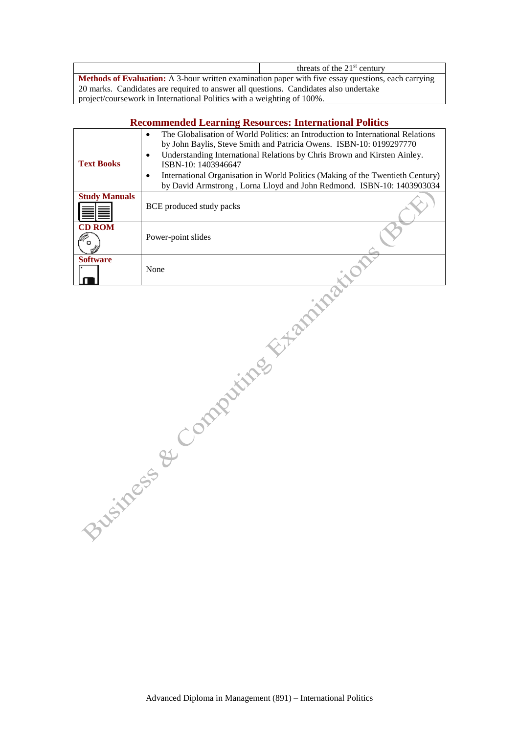| | |
|---|---|
| | threats of the 21st century |

**Methods of Evaluation:** A 3-hour written examination paper with five essay questions, each carrying 20 marks. Candidates are required to answer all questions. Candidates also undertake project/coursework in International Politics with a weighting of 100%.

## Recommended Learning Resources: International Politics

| | |
|---|---|
| **Text Books** | • The Globalisation of World Politics: an Introduction to International Relations by John Baylis, Steve Smith and Patricia Owens. ISBN-10: 0199297770<br>• Understanding International Relations by Chris Brown and Kirsten Ainley. ISBN-10: 1403946647<br>• International Organisation in World Politics (Making of the Twentieth Century) by David Armstrong , Lorna Lloyd and John Redmond. ISBN-10: 1403903034 |
| **Study Manuals** | BCE produced study packs |
| **CD ROM** | Power-point slides |
| **Software** | None |